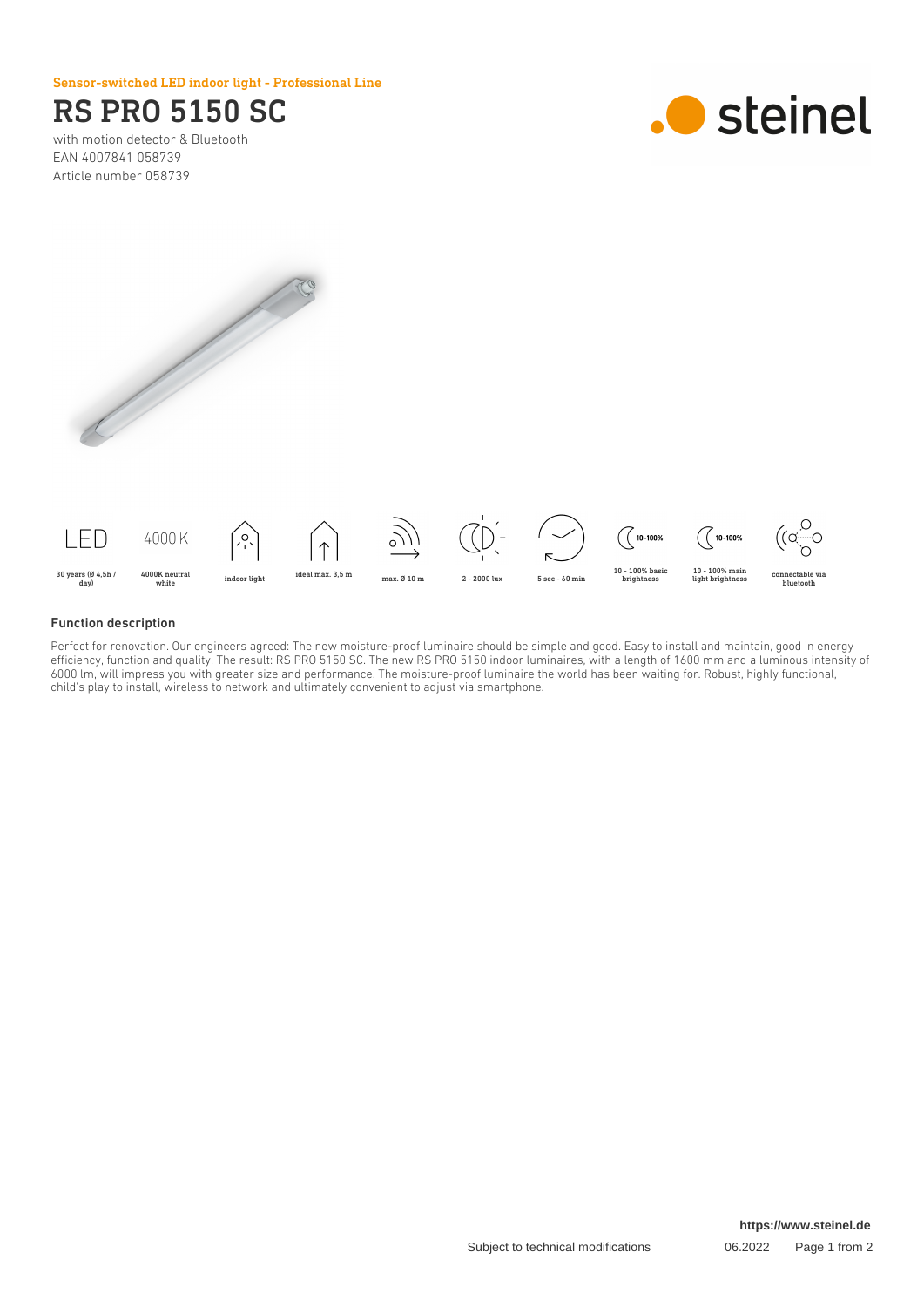Sensor-switched LED indoor light - Professional Line

# RS PRO 5150 SC

with motion detector & Bluetooth
EAN 4007841 058739
Article number 058739

| LED | 4000 K | | | | | | | | |
|---|---|---|---|---|---|---|---|---|---|
| 30 years (Ø 4,5h / day) | 4000K neutral white | indoor light | ideal max. 3,5 m | max. Ø 10 m | 2 - 2000 lux | 5 sec - 60 min | 10 - 100% basic brightness | 10 - 100% main light brightness | connectable via bluetooth |

## Function description

Perfect for renovation. Our engineers agreed: The new moisture-proof luminaire should be simple and good. Easy to install and maintain, good in energy efficiency, function and quality. The result: RS PRO 5150 SC. The new RS PRO 5150 indoor luminaires, with a length of 1600 mm and a luminous intensity of 6000 lm, will impress you with greater size and performance. The moisture-proof luminaire the world has been waiting for. Robust, highly functional, child's play to install, wireless to network and ultimately convenient to adjust via smartphone.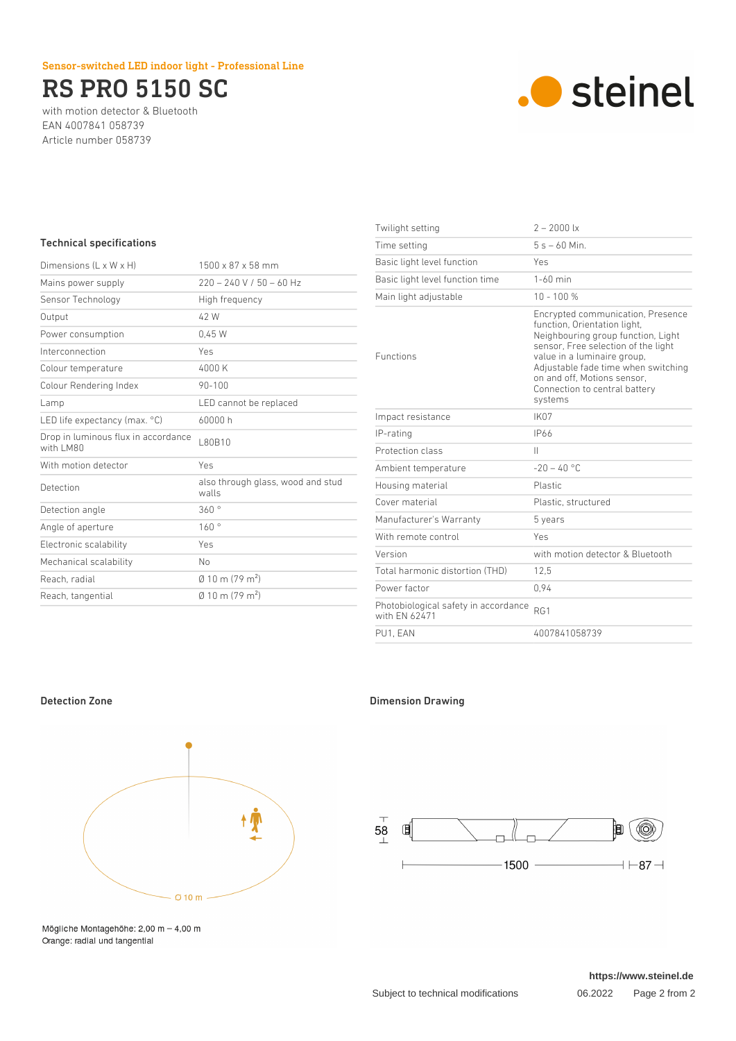Sensor-switched LED indoor light - Professional Line

# RS PRO 5150 SC

with motion detector & Bluetooth
EAN 4007841 058739
Article number 058739

steinel

## Technical specifications

| | |
|---|---|
| Dimensions (L x W x H) | 1500 x 87 x 58 mm |
| Mains power supply | 220 – 240 V / 50 – 60 Hz |
| Sensor Technology | High frequency |
| Output | 42 W |
| Power consumption | 0,45 W |
| Interconnection | Yes |
| Colour temperature | 4000 K |
| Colour Rendering Index | 90-100 |
| Lamp | LED cannot be replaced |
| LED life expectancy (max. °C) | 60000 h |
| Drop in luminous flux in accordance with LM80 | L80B10 |
| With motion detector | Yes |
| Detection | also through glass, wood and stud walls |
| Detection angle | 360 ° |
| Angle of aperture | 160 ° |
| Electronic scalability | Yes |
| Mechanical scalability | No |
| Reach, radial | Ø 10 m (79 m²) |
| Reach, tangential | Ø 10 m (79 m²) |
| Twilight setting | 2 – 2000 lx |
| Time setting | 5 s – 60 Min. |
| Basic light level function | Yes |
| Basic light level function time | 1-60 min |
| Main light adjustable | 10 - 100 % |
| Functions | Encrypted communication, Presence function, Orientation light, Neighbouring group function, Light sensor, Free selection of the light value in a luminaire group, Adjustable fade time when switching on and off, Motions sensor, Connection to central battery systems |
| Impact resistance | IK07 |
| IP-rating | IP66 |
| Protection class | II |
| Ambient temperature | -20 – 40 °C |
| Housing material | Plastic |
| Cover material | Plastic, structured |
| Manufacturer's Warranty | 5 years |
| With remote control | Yes |
| Version | with motion detector & Bluetooth |
| Total harmonic distortion (THD) | 12,5 |
| Power factor | 0,94 |
| Photobiological safety in accordance with EN 62471 | RG1 |
| PU1, EAN | 4007841058739 |

## Detection Zone

Ø 10 m

Mögliche Montagehöhe: 2,00 m – 4,00 m
Orange: radial und tangential

## Dimension Drawing

58

1500

87

https://www.steinel.de

Subject to technical modifications

06.2022